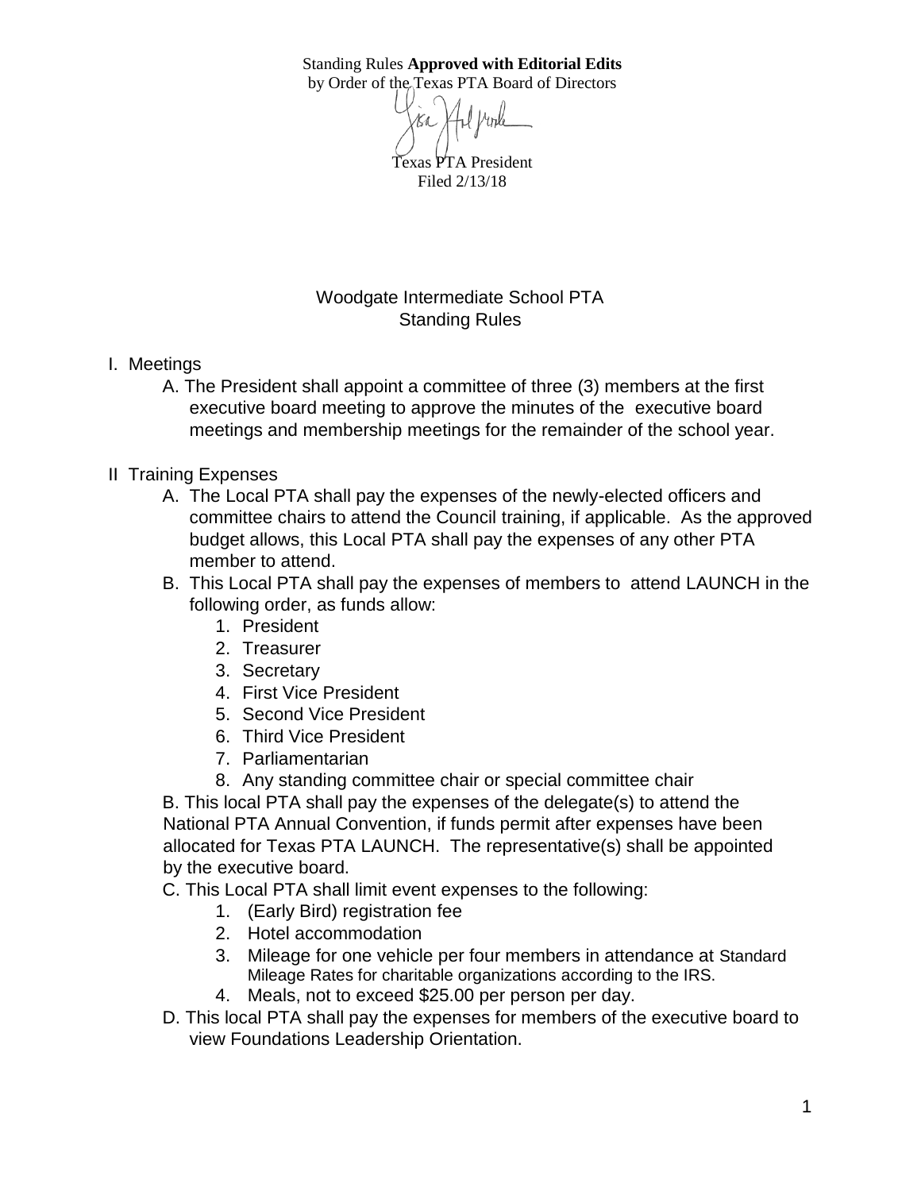Standing Rules **Approved with Editorial Edits**
by Order of the Texas PTA Board of Directors

Texas PTA President
Filed 2/13/18

# Woodgate Intermediate School PTA
## Standing Rules

I. Meetings

A. The President shall appoint a committee of three (3) members at the first executive board meeting to approve the minutes of the executive board meetings and membership meetings for the remainder of the school year.

II Training Expenses

A. The Local PTA shall pay the expenses of the newly-elected officers and committee chairs to attend the Council training, if applicable. As the approved budget allows, this Local PTA shall pay the expenses of any other PTA member to attend.

B. This Local PTA shall pay the expenses of members to attend LAUNCH in the following order, as funds allow:

1. President
2. Treasurer
3. Secretary
4. First Vice President
5. Second Vice President
6. Third Vice President
7. Parliamentarian
8. Any standing committee chair or special committee chair

B. This local PTA shall pay the expenses of the delegate(s) to attend the National PTA Annual Convention, if funds permit after expenses have been allocated for Texas PTA LAUNCH. The representative(s) shall be appointed by the executive board.

C. This Local PTA shall limit event expenses to the following:

1. (Early Bird) registration fee
2. Hotel accommodation
3. Mileage for one vehicle per four members in attendance at Standard Mileage Rates for charitable organizations according to the IRS.
4. Meals, not to exceed $25.00 per person per day.

D. This local PTA shall pay the expenses for members of the executive board to view Foundations Leadership Orientation.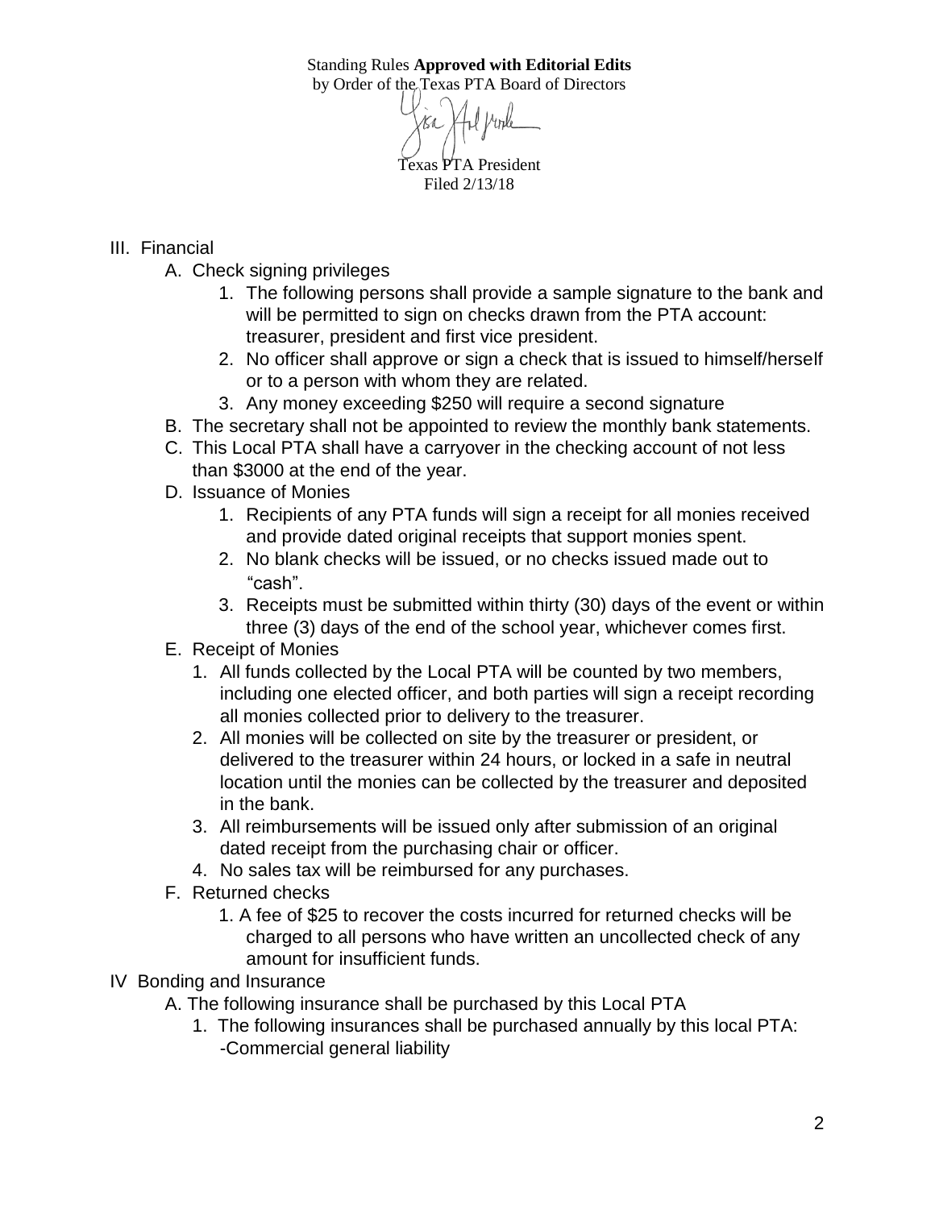Standing Rules **Approved with Editorial Edits**
by Order of the Texas PTA Board of Directors

Texas PTA President
Filed 2/13/18

III. Financial
   A. Check signing privileges
      1. The following persons shall provide a sample signature to the bank and will be permitted to sign on checks drawn from the PTA account: treasurer, president and first vice president.
      2. No officer shall approve or sign a check that is issued to himself/herself or to a person with whom they are related.
      3. Any money exceeding $250 will require a second signature
   B. The secretary shall not be appointed to review the monthly bank statements.
   C. This Local PTA shall have a carryover in the checking account of not less than $3000 at the end of the year.
   D. Issuance of Monies
      1. Recipients of any PTA funds will sign a receipt for all monies received and provide dated original receipts that support monies spent.
      2. No blank checks will be issued, or no checks issued made out to "cash".
      3. Receipts must be submitted within thirty (30) days of the event or within three (3) days of the end of the school year, whichever comes first.
   E. Receipt of Monies
      1. All funds collected by the Local PTA will be counted by two members, including one elected officer, and both parties will sign a receipt recording all monies collected prior to delivery to the treasurer.
      2. All monies will be collected on site by the treasurer or president, or delivered to the treasurer within 24 hours, or locked in a safe in neutral location until the monies can be collected by the treasurer and deposited in the bank.
      3. All reimbursements will be issued only after submission of an original dated receipt from the purchasing chair or officer.
      4. No sales tax will be reimbursed for any purchases.
   F. Returned checks
      1. A fee of $25 to recover the costs incurred for returned checks will be charged to all persons who have written an uncollected check of any amount for insufficient funds.

IV Bonding and Insurance
   A. The following insurance shall be purchased by this Local PTA
      1. The following insurances shall be purchased annually by this local PTA:
         -Commercial general liability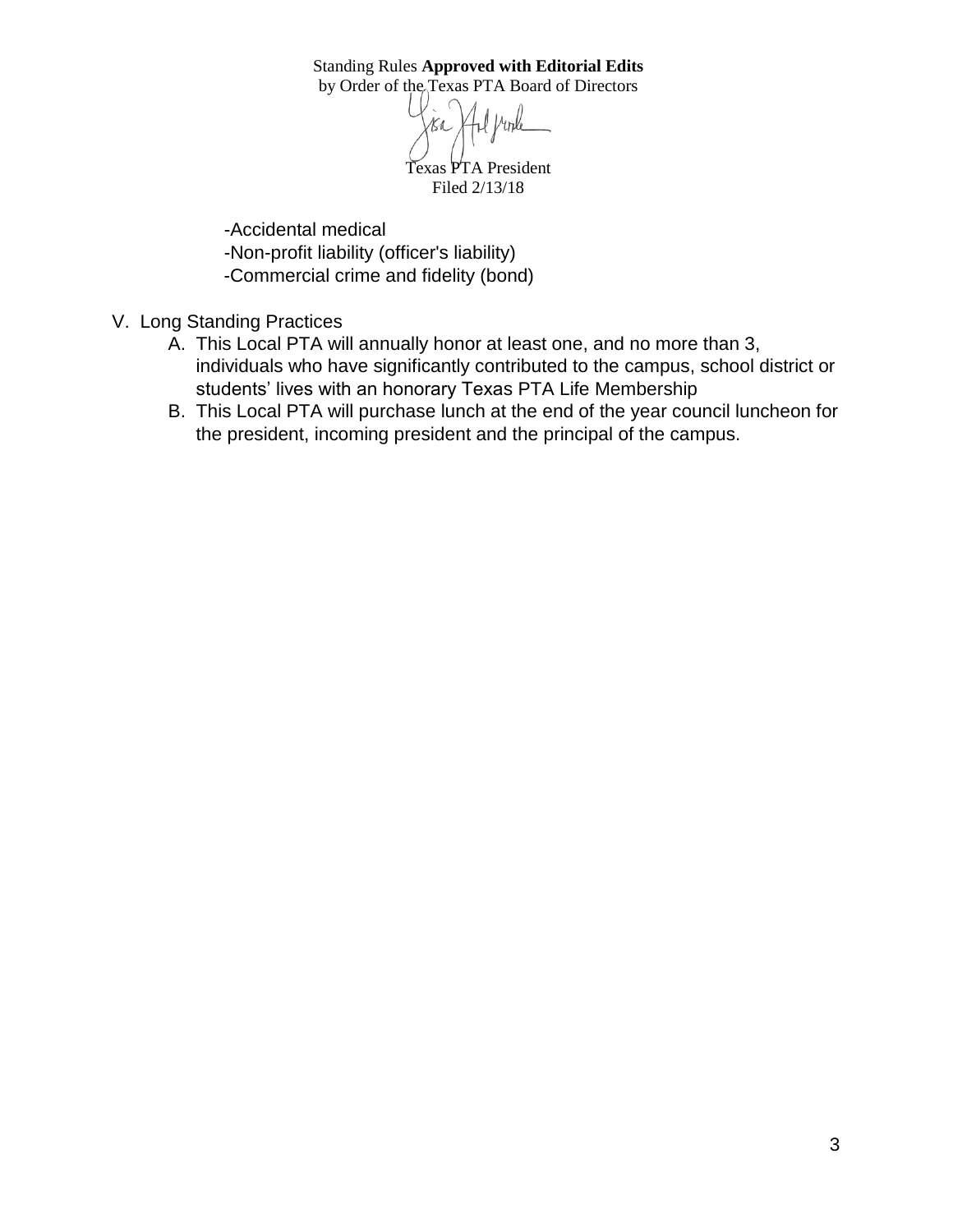Standing Rules **Approved with Editorial Edits**
by Order of the Texas PTA Board of Directors

Texas PTA President
Filed 2/13/18

-Accidental medical
-Non-profit liability (officer's liability)
-Commercial crime and fidelity (bond)

V. Long Standing Practices

A. This Local PTA will annually honor at least one, and no more than 3, individuals who have significantly contributed to the campus, school district or students' lives with an honorary Texas PTA Life Membership

B. This Local PTA will purchase lunch at the end of the year council luncheon for the president, incoming president and the principal of the campus.